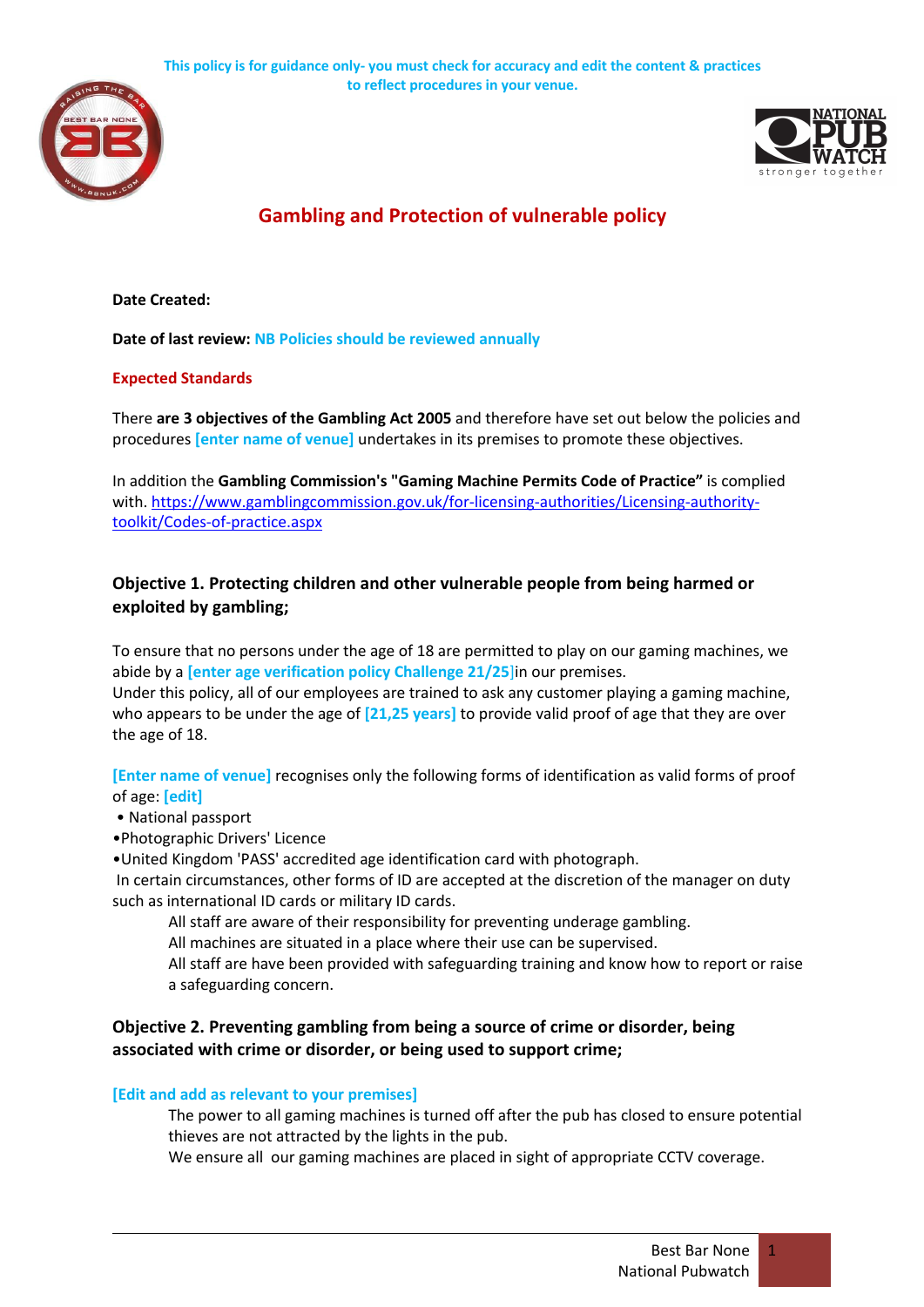This policy is for guidance only- you must check for accuracy and edit the content & practices to reflect procedures in your venue.

# Gambling and Protection of vulnerable policy

**Date Created:**

**Date of last review:** NB Policies should be reviewed annually

**Expected Standards**

There **are 3 objectives of the Gambling Act 2005** and therefore have set out below the policies and procedures [enter name of venue] undertakes in its premises to promote these objectives.

In addition the **Gambling Commission's "Gaming Machine Permits Code of Practice"** is complied with. https://www.gamblingcommission.gov.uk/for-licensing-authorities/Licensing-authority-toolkit/Codes-of-practice.aspx

### Objective 1. Protecting children and other vulnerable people from being harmed or exploited by gambling;

To ensure that no persons under the age of 18 are permitted to play on our gaming machines, we abide by a **[enter age verification policy Challenge 21/25]**in our premises.
Under this policy, all of our employees are trained to ask any customer playing a gaming machine, who appears to be under the age of **[21,25 years]** to provide valid proof of age that they are over the age of 18.

**[Enter name of venue]** recognises only the following forms of identification as valid forms of proof of age: **[edit]**

- National passport
- Photographic Drivers' Licence
- United Kingdom 'PASS' accredited age identification card with photograph.

In certain circumstances, other forms of ID are accepted at the discretion of the manager on duty such as international ID cards or military ID cards.

All staff are aware of their responsibility for preventing underage gambling.
All machines are situated in a place where their use can be supervised.
All staff are have been provided with safeguarding training and know how to report or raise a safeguarding concern.

### Objective 2. Preventing gambling from being a source of crime or disorder, being associated with crime or disorder, or being used to support crime;

**[Edit and add as relevant to your premises]**

The power to all gaming machines is turned off after the pub has closed to ensure potential thieves are not attracted by the lights in the pub.
We ensure all our gaming machines are placed in sight of appropriate CCTV coverage.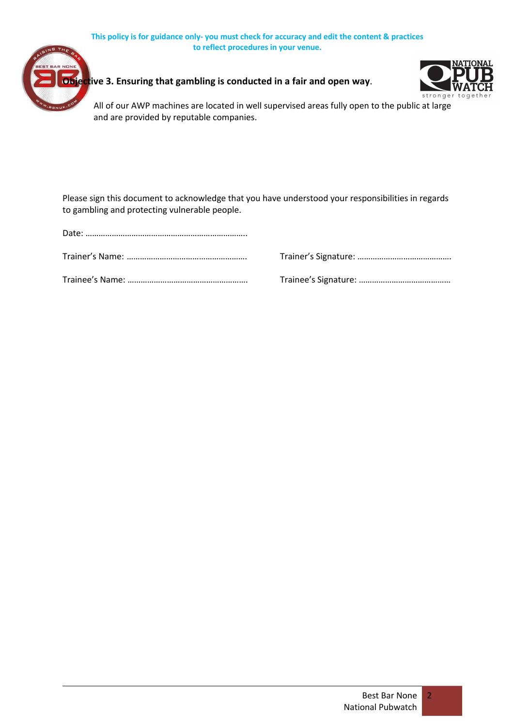This policy is for guidance only- you must check for accuracy and edit the content & practices to reflect procedures in your venue.

**Objective 3. Ensuring that gambling is conducted in a fair and open way**.

All of our AWP machines are located in well supervised areas fully open to the public at large and are provided by reputable companies.

Please sign this document to acknowledge that you have understood your responsibilities in regards to gambling and protecting vulnerable people.

Date: ………………………………………………………………..

Trainer's Name: ……………………………………………….   Trainer's Signature: …………………………………….

Trainee's Name: ……………………………………………….   Trainee's Signature: ……………………………………